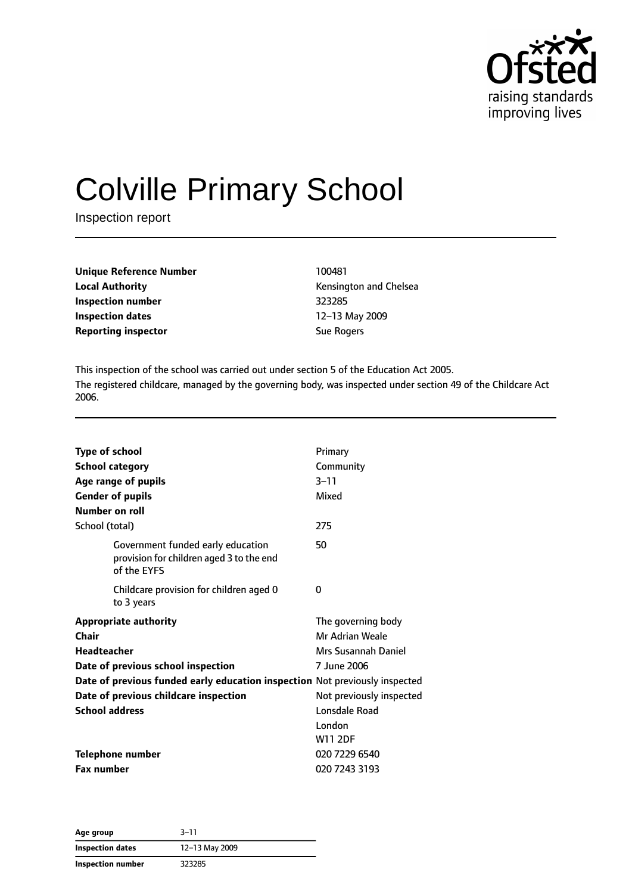Ofsted
raising standards
improving lives

# Colville Primary School

Inspection report

| | |
|---|---|
| **Unique Reference Number** | 100481 |
| **Local Authority** | Kensington and Chelsea |
| **Inspection number** | 323285 |
| **Inspection dates** | 12–13 May 2009 |
| **Reporting inspector** | Sue Rogers |

This inspection of the school was carried out under section 5 of the Education Act 2005.

The registered childcare, managed by the governing body, was inspected under section 49 of the Childcare Act 2006.

| | |
|---|---|
| **Type of school** | Primary |
| **School category** | Community |
| **Age range of pupils** | 3–11 |
| **Gender of pupils** | Mixed |
| **Number on roll** | |
| School (total) | 275 |
| Government funded early education provision for children aged 3 to the end of the EYFS | 50 |
| Childcare provision for children aged 0 to 3 years | 0 |
| **Appropriate authority** | The governing body |
| **Chair** | Mr Adrian Weale |
| **Headteacher** | Mrs Susannah Daniel |
| **Date of previous school inspection** | 7 June 2006 |
| **Date of previous funded early education inspection** | Not previously inspected |
| **Date of previous childcare inspection** | Not previously inspected |
| **School address** | Lonsdale Road<br>London<br>W11 2DF |
| **Telephone number** | 020 7229 6540 |
| **Fax number** | 020 7243 3193 |

| | |
|---|---|
| **Age group** | 3–11 |
| **Inspection dates** | 12–13 May 2009 |
| **Inspection number** | 323285 |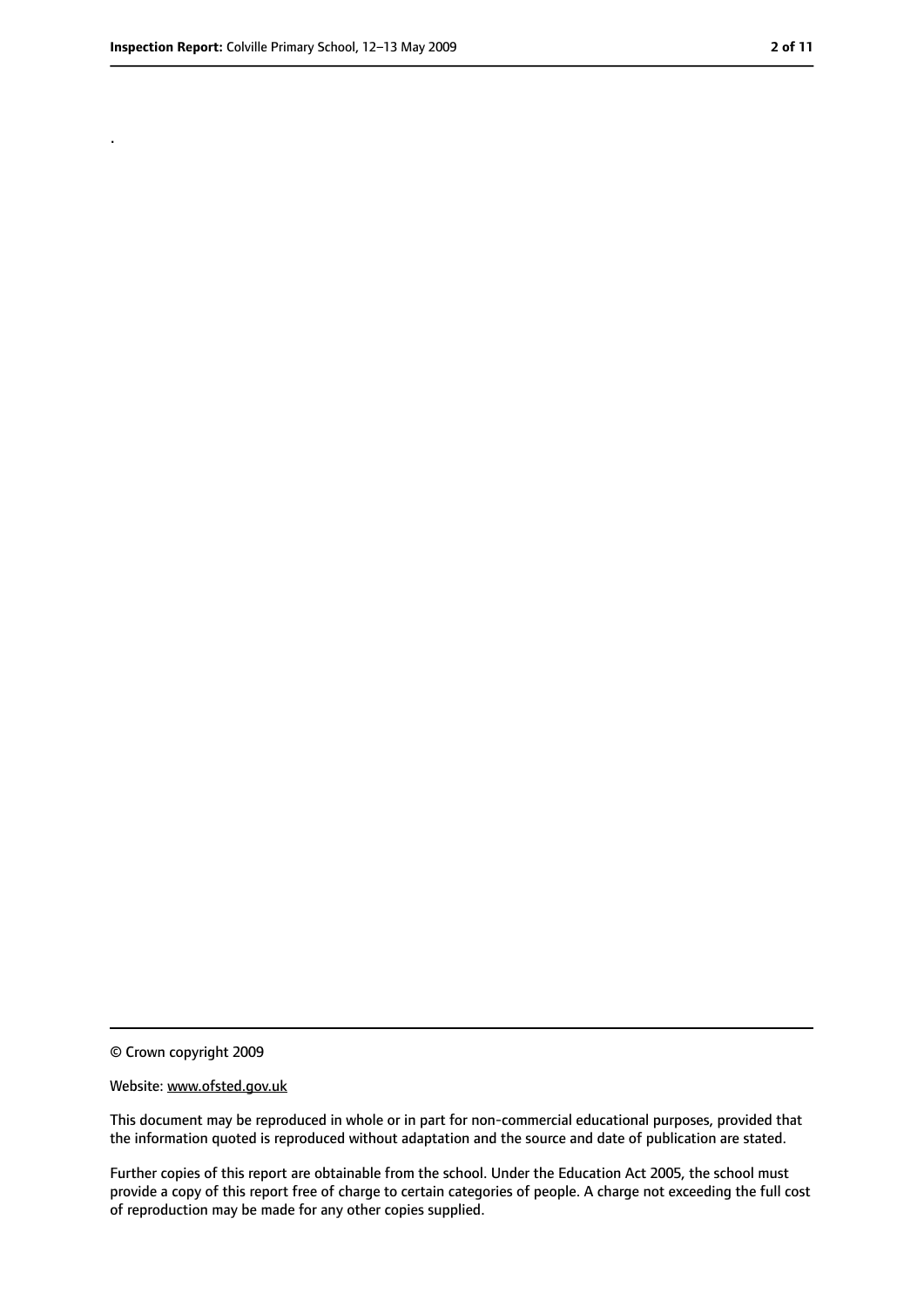.

© Crown copyright 2009

Website: www.ofsted.gov.uk

This document may be reproduced in whole or in part for non-commercial educational purposes, provided that the information quoted is reproduced without adaptation and the source and date of publication are stated.

Further copies of this report are obtainable from the school. Under the Education Act 2005, the school must provide a copy of this report free of charge to certain categories of people. A charge not exceeding the full cost of reproduction may be made for any other copies supplied.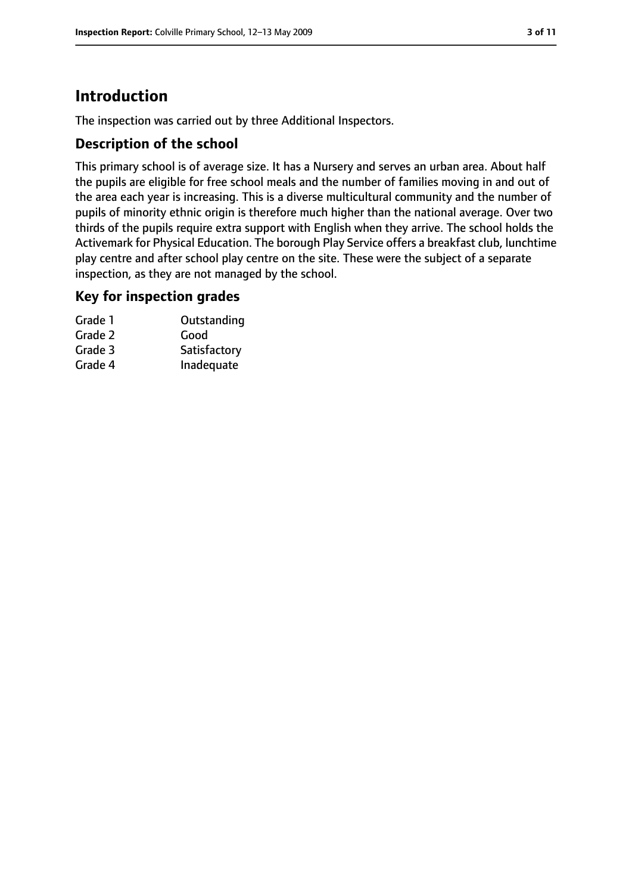# Introduction

The inspection was carried out by three Additional Inspectors.

## Description of the school

This primary school is of average size. It has a Nursery and serves an urban area. About half the pupils are eligible for free school meals and the number of families moving in and out of the area each year is increasing. This is a diverse multicultural community and the number of pupils of minority ethnic origin is therefore much higher than the national average. Over two thirds of the pupils require extra support with English when they arrive. The school holds the Activemark for Physical Education. The borough Play Service offers a breakfast club, lunchtime play centre and after school play centre on the site. These were the subject of a separate inspection, as they are not managed by the school.

## Key for inspection grades

| | |
|---|---|
| Grade 1 | Outstanding |
| Grade 2 | Good |
| Grade 3 | Satisfactory |
| Grade 4 | Inadequate |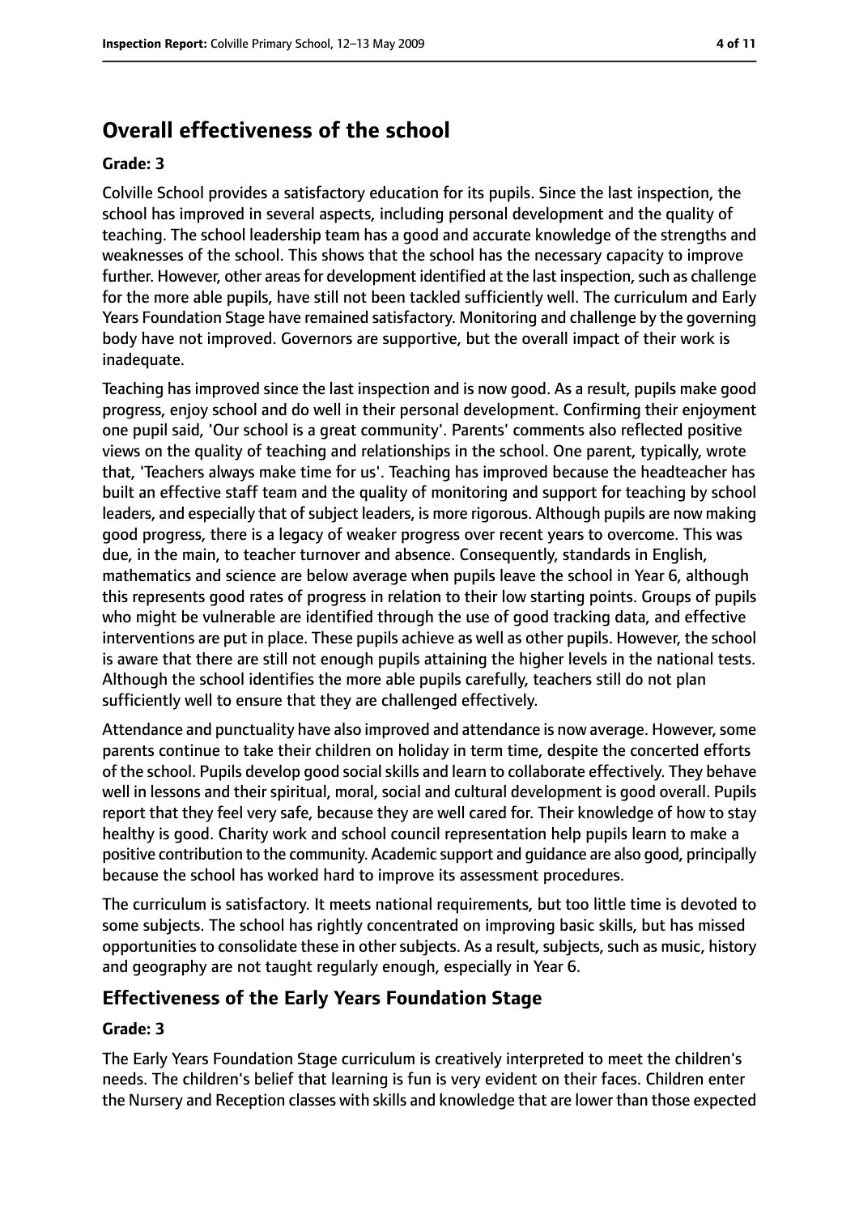## Overall effectiveness of the school

**Grade: 3**

Colville School provides a satisfactory education for its pupils. Since the last inspection, the school has improved in several aspects, including personal development and the quality of teaching. The school leadership team has a good and accurate knowledge of the strengths and weaknesses of the school. This shows that the school has the necessary capacity to improve further. However, other areas for development identified at the last inspection, such as challenge for the more able pupils, have still not been tackled sufficiently well. The curriculum and Early Years Foundation Stage have remained satisfactory. Monitoring and challenge by the governing body have not improved. Governors are supportive, but the overall impact of their work is inadequate.

Teaching has improved since the last inspection and is now good. As a result, pupils make good progress, enjoy school and do well in their personal development. Confirming their enjoyment one pupil said, 'Our school is a great community'. Parents' comments also reflected positive views on the quality of teaching and relationships in the school. One parent, typically, wrote that, 'Teachers always make time for us'. Teaching has improved because the headteacher has built an effective staff team and the quality of monitoring and support for teaching by school leaders, and especially that of subject leaders, is more rigorous. Although pupils are now making good progress, there is a legacy of weaker progress over recent years to overcome. This was due, in the main, to teacher turnover and absence. Consequently, standards in English, mathematics and science are below average when pupils leave the school in Year 6, although this represents good rates of progress in relation to their low starting points. Groups of pupils who might be vulnerable are identified through the use of good tracking data, and effective interventions are put in place. These pupils achieve as well as other pupils. However, the school is aware that there are still not enough pupils attaining the higher levels in the national tests. Although the school identifies the more able pupils carefully, teachers still do not plan sufficiently well to ensure that they are challenged effectively.

Attendance and punctuality have also improved and attendance is now average. However, some parents continue to take their children on holiday in term time, despite the concerted efforts of the school. Pupils develop good social skills and learn to collaborate effectively. They behave well in lessons and their spiritual, moral, social and cultural development is good overall. Pupils report that they feel very safe, because they are well cared for. Their knowledge of how to stay healthy is good. Charity work and school council representation help pupils learn to make a positive contribution to the community. Academic support and guidance are also good, principally because the school has worked hard to improve its assessment procedures.

The curriculum is satisfactory. It meets national requirements, but too little time is devoted to some subjects. The school has rightly concentrated on improving basic skills, but has missed opportunities to consolidate these in other subjects. As a result, subjects, such as music, history and geography are not taught regularly enough, especially in Year 6.

## Effectiveness of the Early Years Foundation Stage

**Grade: 3**

The Early Years Foundation Stage curriculum is creatively interpreted to meet the children's needs. The children's belief that learning is fun is very evident on their faces. Children enter the Nursery and Reception classes with skills and knowledge that are lower than those expected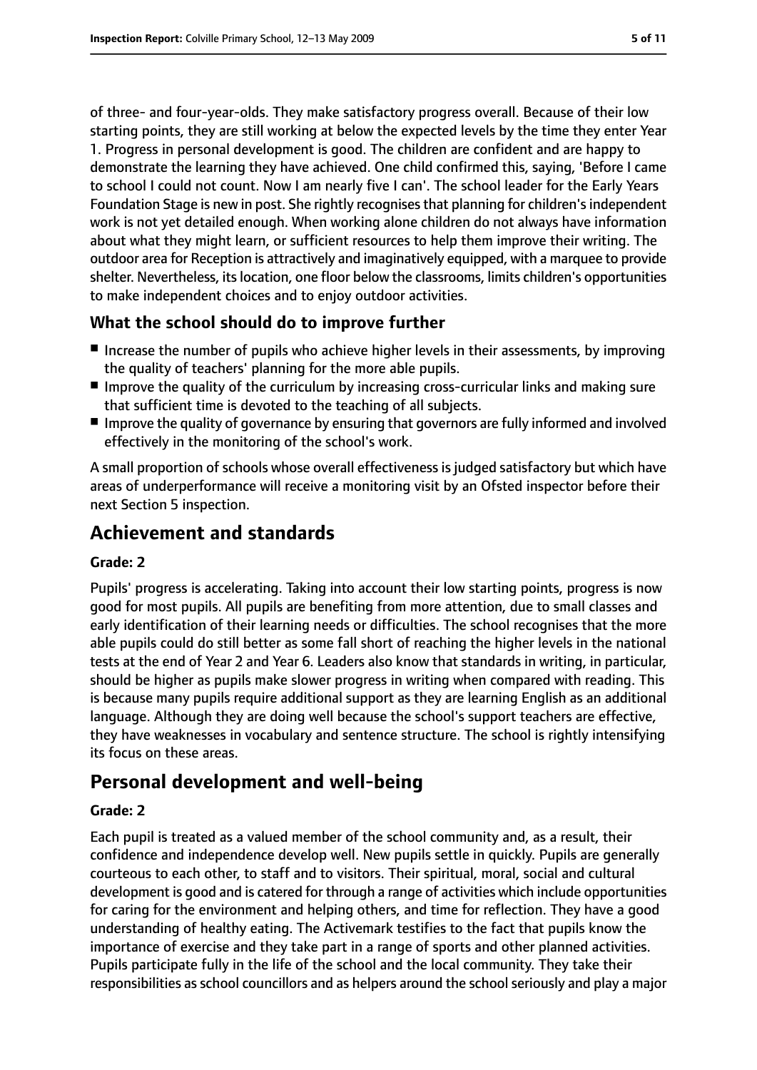of three- and four-year-olds. They make satisfactory progress overall. Because of their low starting points, they are still working at below the expected levels by the time they enter Year 1. Progress in personal development is good. The children are confident and are happy to demonstrate the learning they have achieved. One child confirmed this, saying, 'Before I came to school I could not count. Now I am nearly five I can'. The school leader for the Early Years Foundation Stage is new in post. She rightly recognises that planning for children's independent work is not yet detailed enough. When working alone children do not always have information about what they might learn, or sufficient resources to help them improve their writing. The outdoor area for Reception is attractively and imaginatively equipped, with a marquee to provide shelter. Nevertheless, its location, one floor below the classrooms, limits children's opportunities to make independent choices and to enjoy outdoor activities.

### What the school should do to improve further

- Increase the number of pupils who achieve higher levels in their assessments, by improving the quality of teachers' planning for the more able pupils.
- Improve the quality of the curriculum by increasing cross-curricular links and making sure that sufficient time is devoted to the teaching of all subjects.
- Improve the quality of governance by ensuring that governors are fully informed and involved effectively in the monitoring of the school's work.

A small proportion of schools whose overall effectiveness is judged satisfactory but which have areas of underperformance will receive a monitoring visit by an Ofsted inspector before their next Section 5 inspection.

## Achievement and standards

#### Grade: 2

Pupils' progress is accelerating. Taking into account their low starting points, progress is now good for most pupils. All pupils are benefiting from more attention, due to small classes and early identification of their learning needs or difficulties. The school recognises that the more able pupils could do still better as some fall short of reaching the higher levels in the national tests at the end of Year 2 and Year 6. Leaders also know that standards in writing, in particular, should be higher as pupils make slower progress in writing when compared with reading. This is because many pupils require additional support as they are learning English as an additional language. Although they are doing well because the school's support teachers are effective, they have weaknesses in vocabulary and sentence structure. The school is rightly intensifying its focus on these areas.

## Personal development and well-being

#### Grade: 2

Each pupil is treated as a valued member of the school community and, as a result, their confidence and independence develop well. New pupils settle in quickly. Pupils are generally courteous to each other, to staff and to visitors. Their spiritual, moral, social and cultural development is good and is catered for through a range of activities which include opportunities for caring for the environment and helping others, and time for reflection. They have a good understanding of healthy eating. The Activemark testifies to the fact that pupils know the importance of exercise and they take part in a range of sports and other planned activities. Pupils participate fully in the life of the school and the local community. They take their responsibilities as school councillors and as helpers around the school seriously and play a major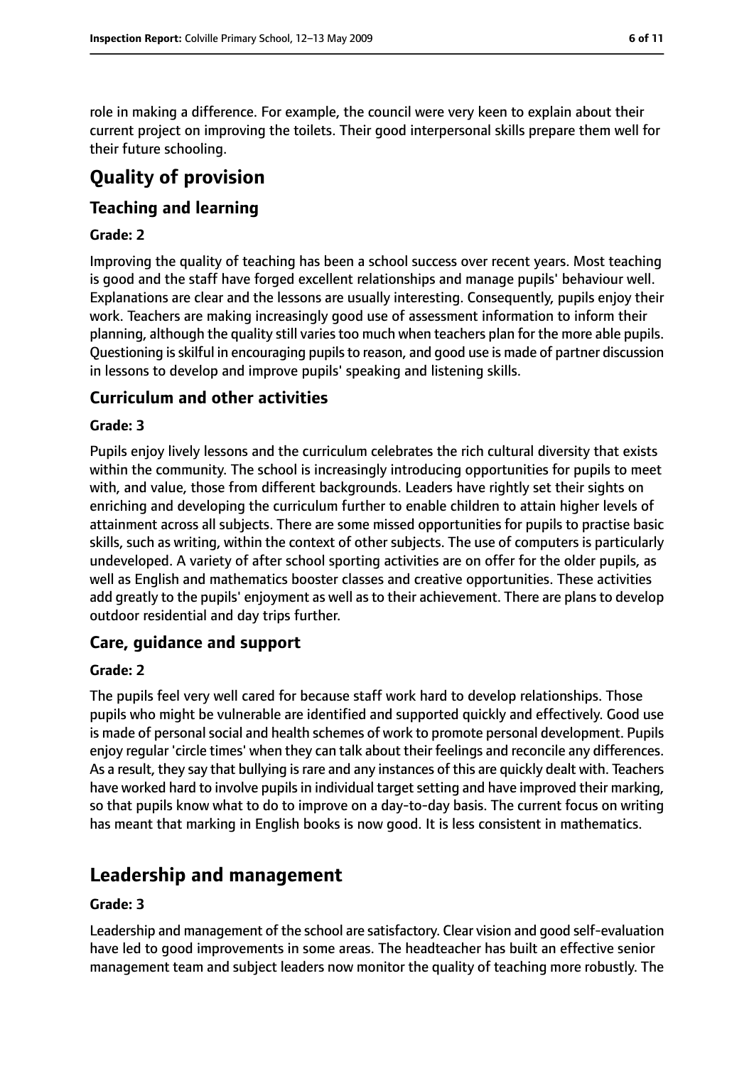role in making a difference. For example, the council were very keen to explain about their current project on improving the toilets. Their good interpersonal skills prepare them well for their future schooling.

# Quality of provision

## Teaching and learning

### Grade: 2

Improving the quality of teaching has been a school success over recent years. Most teaching is good and the staff have forged excellent relationships and manage pupils' behaviour well. Explanations are clear and the lessons are usually interesting. Consequently, pupils enjoy their work. Teachers are making increasingly good use of assessment information to inform their planning, although the quality still varies too much when teachers plan for the more able pupils. Questioning is skilful in encouraging pupils to reason, and good use is made of partner discussion in lessons to develop and improve pupils' speaking and listening skills.

## Curriculum and other activities

### Grade: 3

Pupils enjoy lively lessons and the curriculum celebrates the rich cultural diversity that exists within the community. The school is increasingly introducing opportunities for pupils to meet with, and value, those from different backgrounds. Leaders have rightly set their sights on enriching and developing the curriculum further to enable children to attain higher levels of attainment across all subjects. There are some missed opportunities for pupils to practise basic skills, such as writing, within the context of other subjects. The use of computers is particularly undeveloped. A variety of after school sporting activities are on offer for the older pupils, as well as English and mathematics booster classes and creative opportunities. These activities add greatly to the pupils' enjoyment as well as to their achievement. There are plans to develop outdoor residential and day trips further.

## Care, guidance and support

### Grade: 2

The pupils feel very well cared for because staff work hard to develop relationships. Those pupils who might be vulnerable are identified and supported quickly and effectively. Good use is made of personal social and health schemes of work to promote personal development. Pupils enjoy regular 'circle times' when they can talk about their feelings and reconcile any differences. As a result, they say that bullying is rare and any instances of this are quickly dealt with. Teachers have worked hard to involve pupils in individual target setting and have improved their marking, so that pupils know what to do to improve on a day-to-day basis. The current focus on writing has meant that marking in English books is now good. It is less consistent in mathematics.

# Leadership and management

### Grade: 3

Leadership and management of the school are satisfactory. Clear vision and good self-evaluation have led to good improvements in some areas. The headteacher has built an effective senior management team and subject leaders now monitor the quality of teaching more robustly. The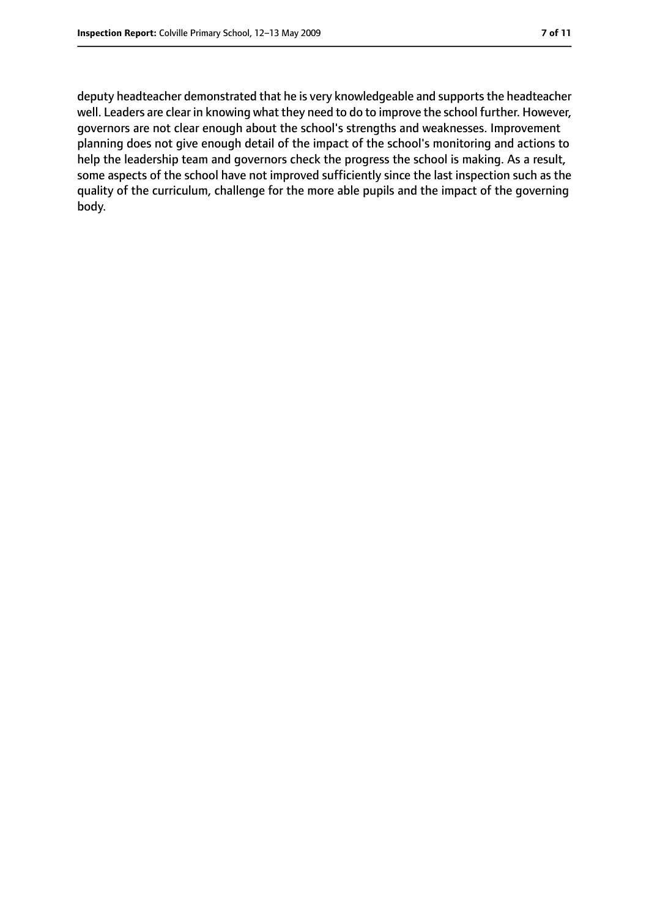deputy headteacher demonstrated that he is very knowledgeable and supports the headteacher well. Leaders are clear in knowing what they need to do to improve the school further. However, governors are not clear enough about the school's strengths and weaknesses. Improvement planning does not give enough detail of the impact of the school's monitoring and actions to help the leadership team and governors check the progress the school is making. As a result, some aspects of the school have not improved sufficiently since the last inspection such as the quality of the curriculum, challenge for the more able pupils and the impact of the governing body.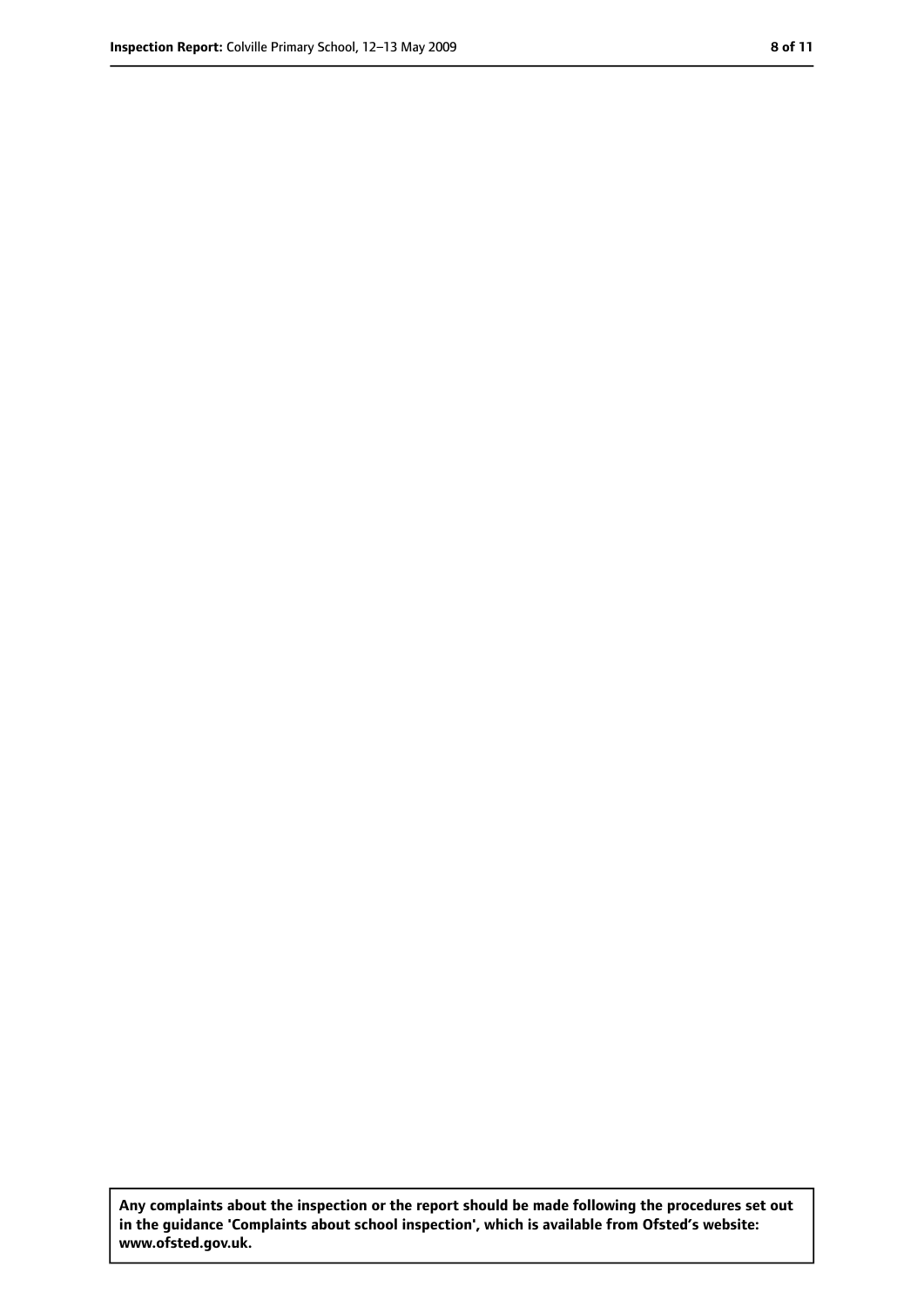**Any complaints about the inspection or the report should be made following the procedures set out in the guidance 'Complaints about school inspection', which is available from Ofsted's website: www.ofsted.gov.uk.**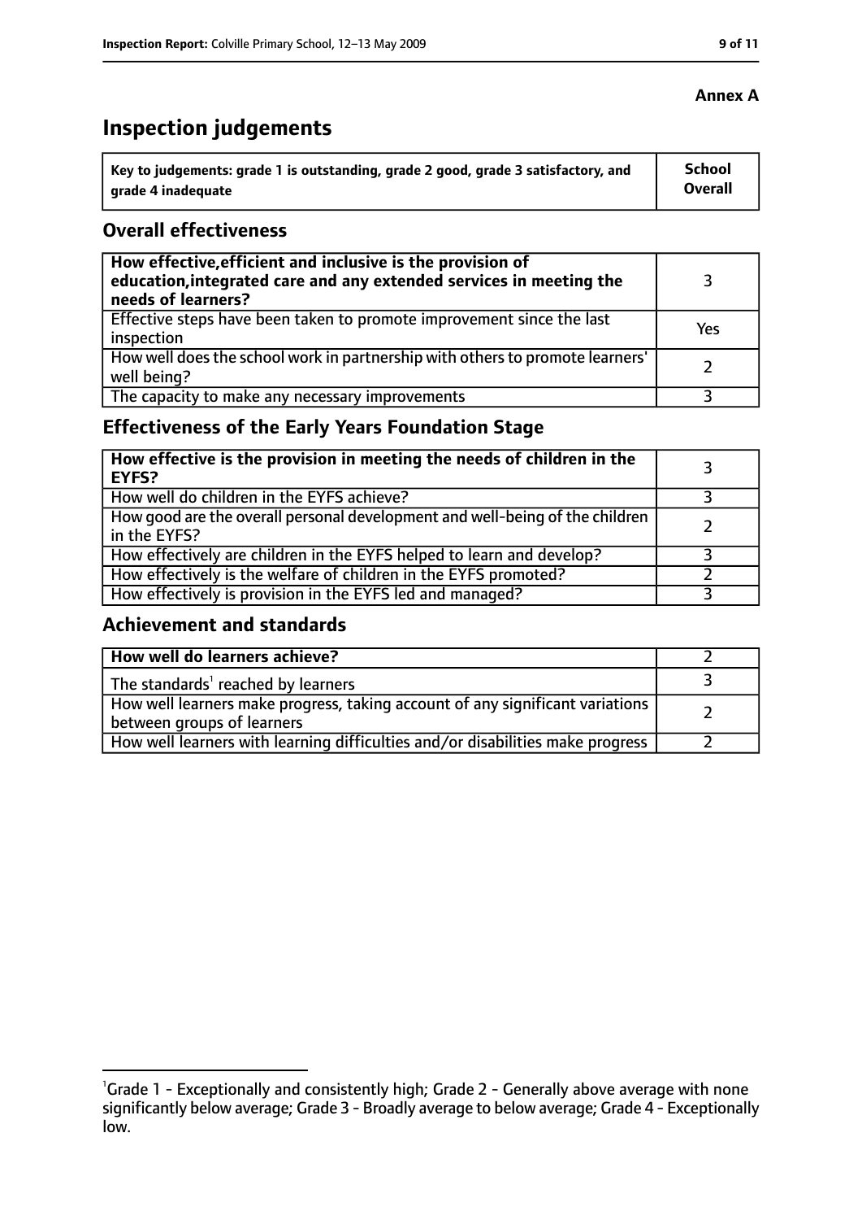**Annex A**

# Inspection judgements

| Key to judgements: grade 1 is outstanding, grade 2 good, grade 3 satisfactory, and grade 4 inadequate | School Overall |
|---|---|

## Overall effectiveness

| | |
|---|---|
| **How effective, efficient and inclusive is the provision of education, integrated care and any extended services in meeting the needs of learners?** | 3 |
| Effective steps have been taken to promote improvement since the last inspection | Yes |
| How well does the school work in partnership with others to promote learners' well being? | 2 |
| The capacity to make any necessary improvements | 3 |

## Effectiveness of the Early Years Foundation Stage

| | |
|---|---|
| **How effective is the provision in meeting the needs of children in the EYFS?** | 3 |
| How well do children in the EYFS achieve? | 3 |
| How good are the overall personal development and well-being of the children in the EYFS? | 2 |
| How effectively are children in the EYFS helped to learn and develop? | 3 |
| How effectively is the welfare of children in the EYFS promoted? | 2 |
| How effectively is provision in the EYFS led and managed? | 3 |

## Achievement and standards

| | |
|---|---|
| **How well do learners achieve?** | 2 |
| The standards[1] reached by learners | 3 |
| How well learners make progress, taking account of any significant variations between groups of learners | 2 |
| How well learners with learning difficulties and/or disabilities make progress | 2 |

[1]Grade 1 - Exceptionally and consistently high; Grade 2 - Generally above average with none significantly below average; Grade 3 - Broadly average to below average; Grade 4 - Exceptionally low.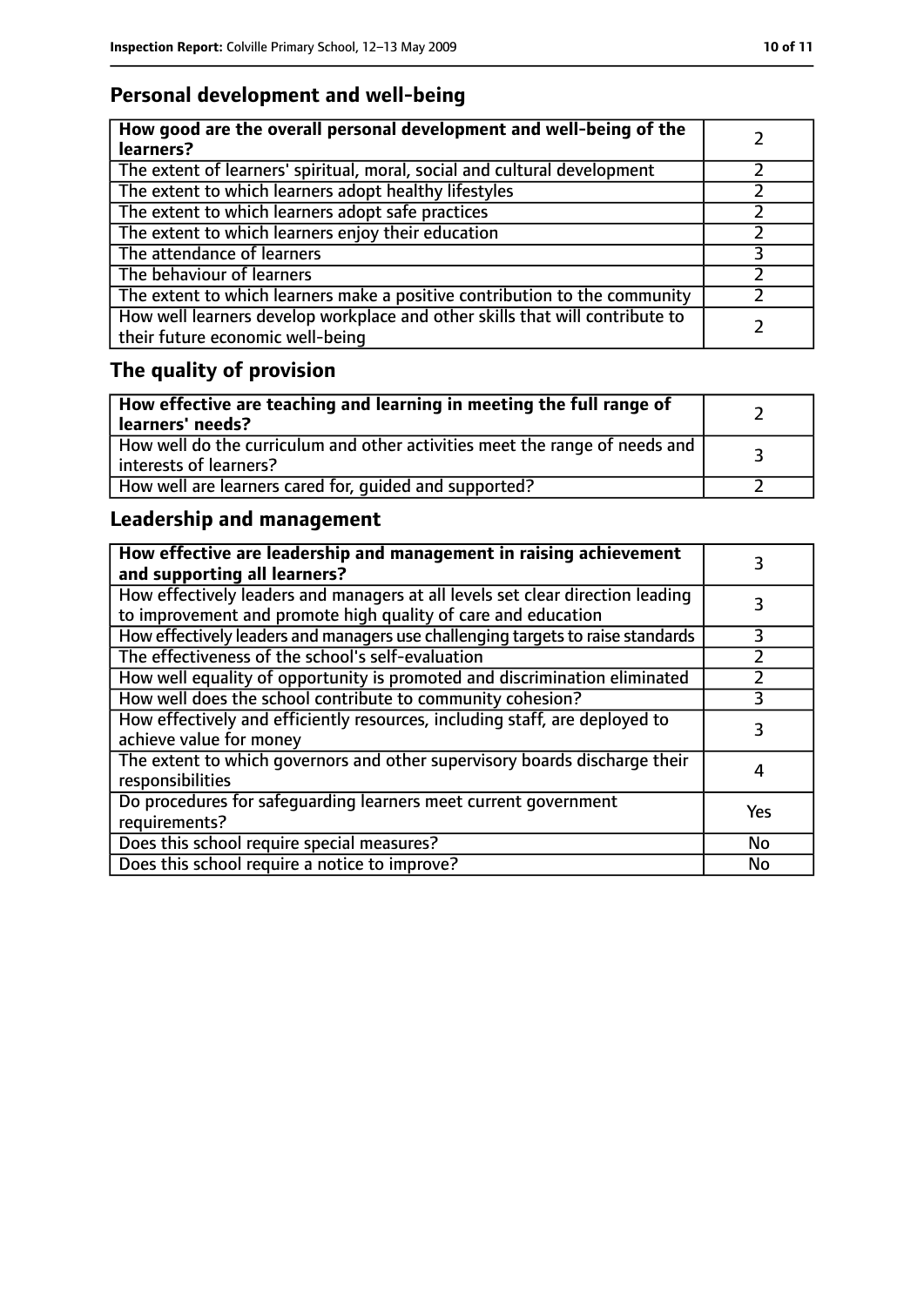## Personal development and well-being

| How good are the overall personal development and well-being of the learners? | 2 |
|---|---|
| The extent of learners' spiritual, moral, social and cultural development | 2 |
| The extent to which learners adopt healthy lifestyles | 2 |
| The extent to which learners adopt safe practices | 2 |
| The extent to which learners enjoy their education | 2 |
| The attendance of learners | 3 |
| The behaviour of learners | 2 |
| The extent to which learners make a positive contribution to the community | 2 |
| How well learners develop workplace and other skills that will contribute to their future economic well-being | 2 |

## The quality of provision

| How effective are teaching and learning in meeting the full range of learners' needs? | 2 |
|---|---|
| How well do the curriculum and other activities meet the range of needs and interests of learners? | 3 |
| How well are learners cared for, guided and supported? | 2 |

## Leadership and management

| How effective are leadership and management in raising achievement and supporting all learners? | 3 |
|---|---|
| How effectively leaders and managers at all levels set clear direction leading to improvement and promote high quality of care and education | 3 |
| How effectively leaders and managers use challenging targets to raise standards | 3 |
| The effectiveness of the school's self-evaluation | 2 |
| How well equality of opportunity is promoted and discrimination eliminated | 2 |
| How well does the school contribute to community cohesion? | 3 |
| How effectively and efficiently resources, including staff, are deployed to achieve value for money | 3 |
| The extent to which governors and other supervisory boards discharge their responsibilities | 4 |
| Do procedures for safeguarding learners meet current government requirements? | Yes |
| Does this school require special measures? | No |
| Does this school require a notice to improve? | No |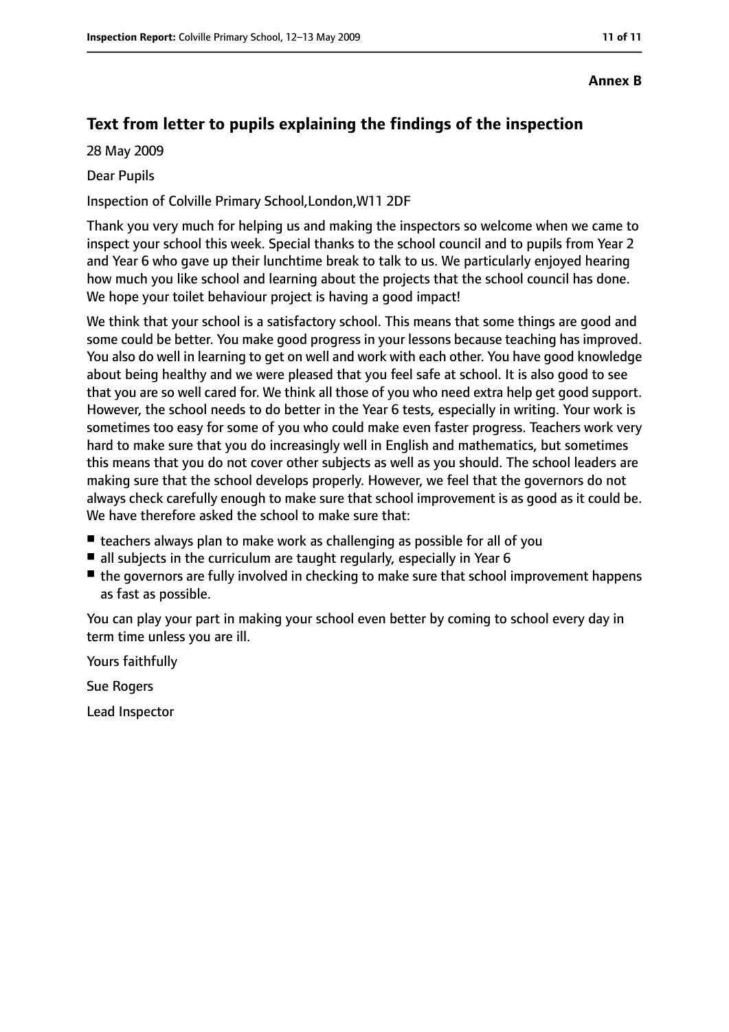**Annex B**

## Text from letter to pupils explaining the findings of the inspection

28 May 2009

Dear Pupils

Inspection of Colville Primary School,London,W11 2DF

Thank you very much for helping us and making the inspectors so welcome when we came to inspect your school this week. Special thanks to the school council and to pupils from Year 2 and Year 6 who gave up their lunchtime break to talk to us. We particularly enjoyed hearing how much you like school and learning about the projects that the school council has done. We hope your toilet behaviour project is having a good impact!

We think that your school is a satisfactory school. This means that some things are good and some could be better. You make good progress in your lessons because teaching has improved. You also do well in learning to get on well and work with each other. You have good knowledge about being healthy and we were pleased that you feel safe at school. It is also good to see that you are so well cared for. We think all those of you who need extra help get good support. However, the school needs to do better in the Year 6 tests, especially in writing. Your work is sometimes too easy for some of you who could make even faster progress. Teachers work very hard to make sure that you do increasingly well in English and mathematics, but sometimes this means that you do not cover other subjects as well as you should. The school leaders are making sure that the school develops properly. However, we feel that the governors do not always check carefully enough to make sure that school improvement is as good as it could be. We have therefore asked the school to make sure that:

- teachers always plan to make work as challenging as possible for all of you
- all subjects in the curriculum are taught regularly, especially in Year 6
- the governors are fully involved in checking to make sure that school improvement happens as fast as possible.

You can play your part in making your school even better by coming to school every day in term time unless you are ill.

Yours faithfully

Sue Rogers

Lead Inspector